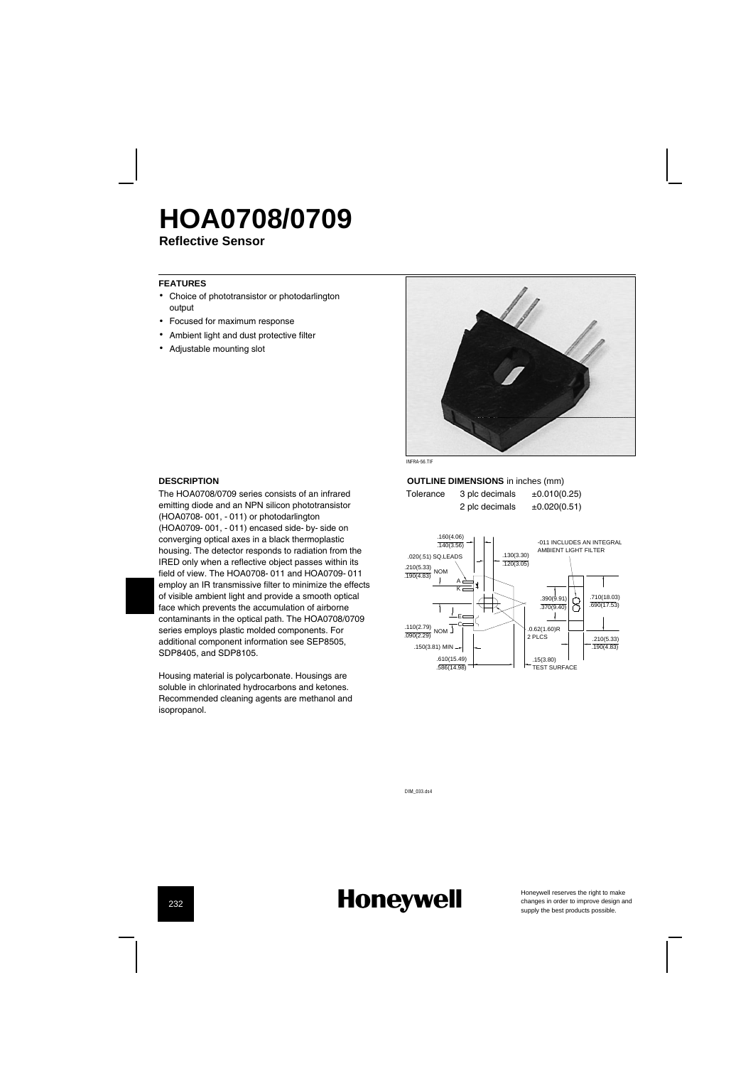# HOA0708/0709

**Reflective Sensor**

### FEATURES

- Choice of phototransistor or photodarlington output
- Focused for maximum response
- Ambient light and dust protective filter
- Adjustable mounting slot

INFRA-56.TIF

### DESCRIPTION

The HOA0708/0709 series consists of an infrared emitting diode and an NPN silicon phototransistor (HOA0708- 001, - 011) or photodarlington (HOA0709- 001, - 011) encased side- by- side on converging optical axes in a black thermoplastic housing. The detector responds to radiation from the IRED only when a reflective object passes within its field of view. The HOA0708- 011 and HOA0709- 011 employ an IR transmissive filter to minimize the effects of visible ambient light and provide a smooth optical face which prevents the accumulation of airborne contaminants in the optical path. The HOA0708/0709 series employs plastic molded components. For additional component information see SEP8505, SDP8405, and SDP8105.

Housing material is polycarbonate. Housings are soluble in chlorinated hydrocarbons and ketones. Recommended cleaning agents are methanol and isopropanol.

### OUTLINE DIMENSIONS in inches (mm)

| Tolerance | 3 plc decimals | ±0.010(0.25) |
|---|---|---|
| | 2 plc decimals | ±0.020(0.51) |

DIM_033.ds4

Honeywell reserves the right to make changes in order to improve design and supply the best products possible.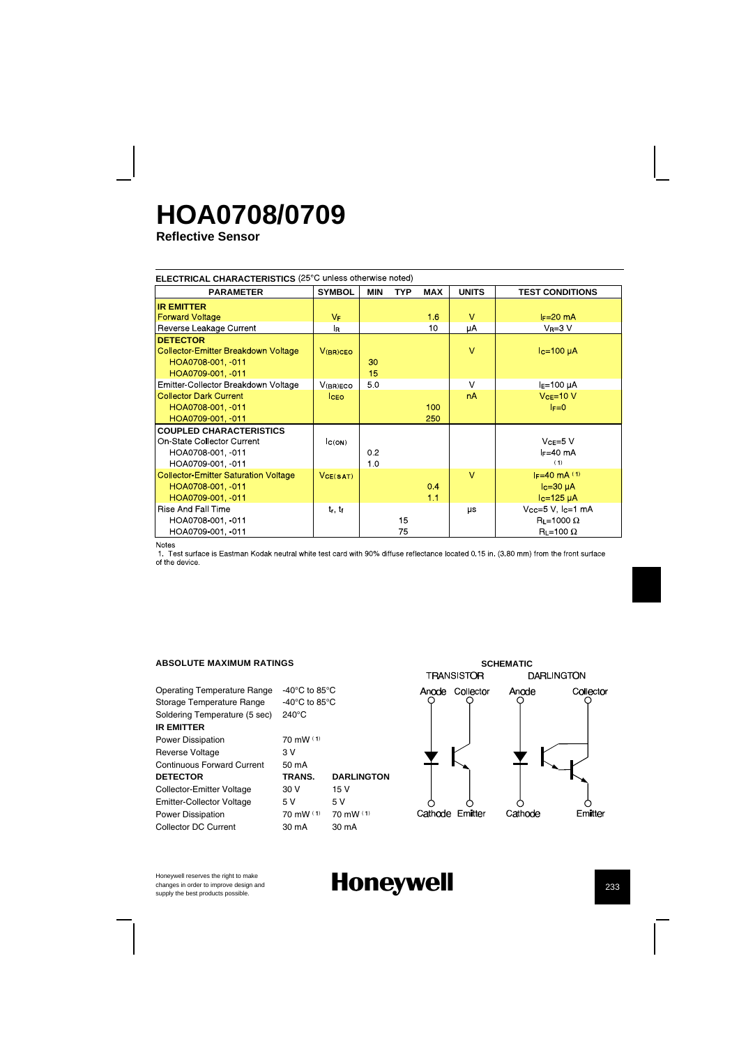# HOA0708/0709

**Reflective Sensor**

**ELECTRICAL CHARACTERISTICS** (25°C unless otherwise noted)

| PARAMETER | SYMBOL | MIN | TYP | MAX | UNITS | TEST CONDITIONS |
|---|---|---|---|---|---|---|
| **IR EMITTER** | | | | | | |
| Forward Voltage | $V_F$ | | | 1.6 | V | $I_F$=20 mA |
| Reverse Leakage Current | $I_R$ | | | 10 | μA | $V_R$=3 V |
| **DETECTOR** | | | | | | |
| Collector-Emitter Breakdown Voltage | $V_{(BR)CEO}$ | | | | V | $I_C$=100 μA |
| HOA0708-001, -011 | | 30 | | | | |
| HOA0709-001, -011 | | 15 | | | | |
| Emitter-Collector Breakdown Voltage | $V_{(BR)ECO}$ | 5.0 | | | V | $I_E$=100 μA |
| Collector Dark Current | $I_{CEO}$ | | | | nA | $V_{CE}$=10 V |
| HOA0708-001, -011 | | | | 100 | | $I_F$=0 |
| HOA0709-001, -011 | | | | 250 | | |
| **COUPLED CHARACTERISTICS** | | | | | | |
| On-State Collector Current | $I_{C(ON)}$ | | | | | $V_{CE}$=5 V |
| HOA0708-001, -011 | | 0.2 | | | | $I_F$=40 mA |
| HOA0709-001, -011 | | 1.0 | | | | (1) |
| Collector-Emitter Saturation Voltage | $V_{CE(SAT)}$ | | | | V | $I_F$=40 mA (1) |
| HOA0708-001, -011 | | | | 0.4 | | $I_C$=30 μA |
| HOA0709-001, -011 | | | | 1.1 | | $I_C$=125 μA |
| Rise And Fall Time | $t_r$, $t_f$ | | | | μs | $V_{CC}$=5 V, $I_C$=1 mA |
| HOA0708-001, -011 | | | 15 | | | $R_L$=1000 Ω |
| HOA0709-001, -011 | | | 75 | | | $R_L$=100 Ω |

Notes
1. Test surface is Eastman Kodak neutral white test card with 90% diffuse reflectance located 0.15 in. (3.80 mm) from the front surface of the device.

**ABSOLUTE MAXIMUM RATINGS**

| | | |
|---|---|---|
| Operating Temperature Range | -40°C to 85°C | |
| Storage Temperature Range | -40°C to 85°C | |
| Soldering Temperature (5 sec) | 240°C | |
| **IR EMITTER** | | |
| Power Dissipation | 70 mW (1) | |
| Reverse Voltage | 3 V | |
| Continuous Forward Current | 50 mA | |
| **DETECTOR** | **TRANS.** | **DARLINGTON** |
| Collector-Emitter Voltage | 30 V | 15 V |
| Emitter-Collector Voltage | 5 V | 5 V |
| Power Dissipation | 70 mW (1) | 70 mW (1) |
| Collector DC Current | 30 mA | 30 mA |

**SCHEMATIC**

TRANSISTOR: Anode, Collector, Cathode, Emitter

DARLINGTON: Anode, Collector, Cathode, Emitter

Honeywell reserves the right to make changes in order to improve design and supply the best products possible.

**Honeywell**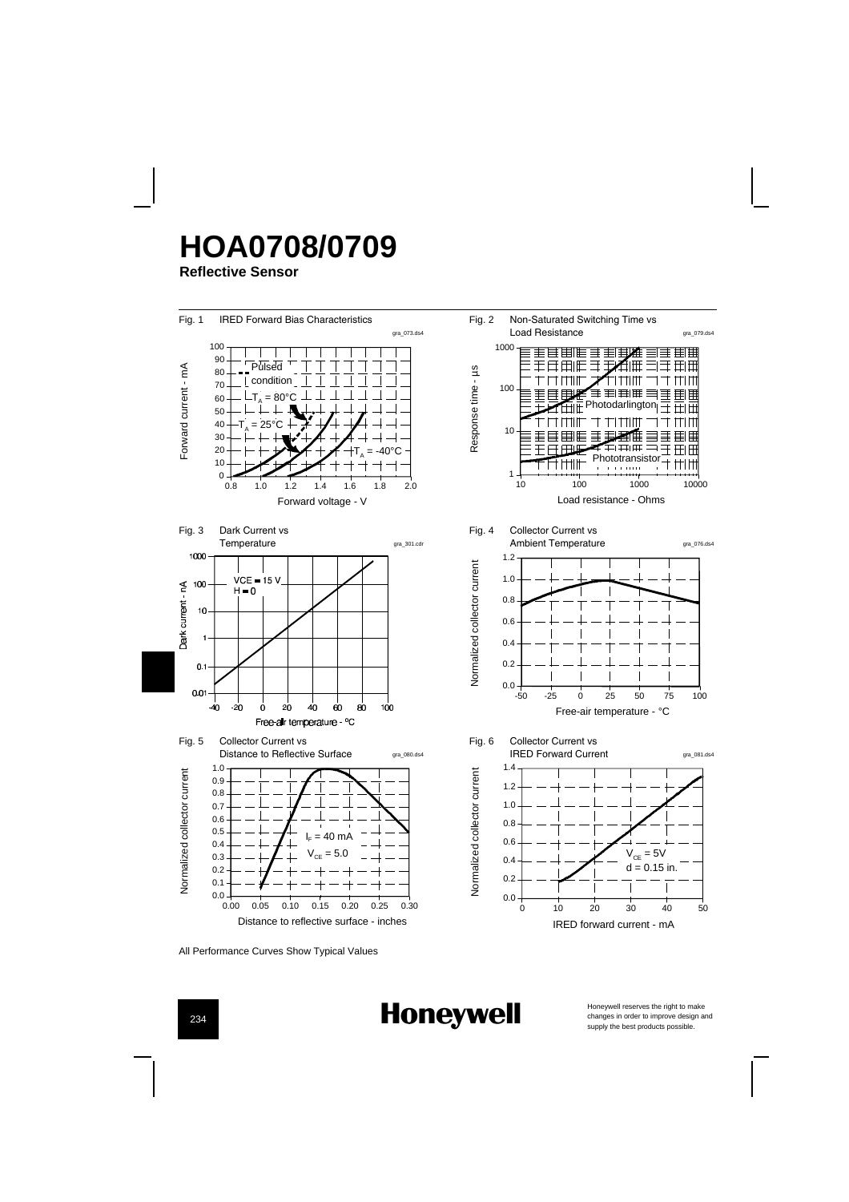# HOA0708/0709

**Reflective Sensor**

Fig. 1 IRED Forward Bias Characteristics

Fig. 2 Non-Saturated Switching Time vs Load Resistance

Fig. 3 Dark Current vs Temperature

Fig. 4 Collector Current vs Ambient Temperature

Fig. 5 Collector Current vs Distance to Reflective Surface

Fig. 6 Collector Current vs IRED Forward Current

All Performance Curves Show Typical Values

Honeywell reserves the right to make changes in order to improve design and supply the best products possible.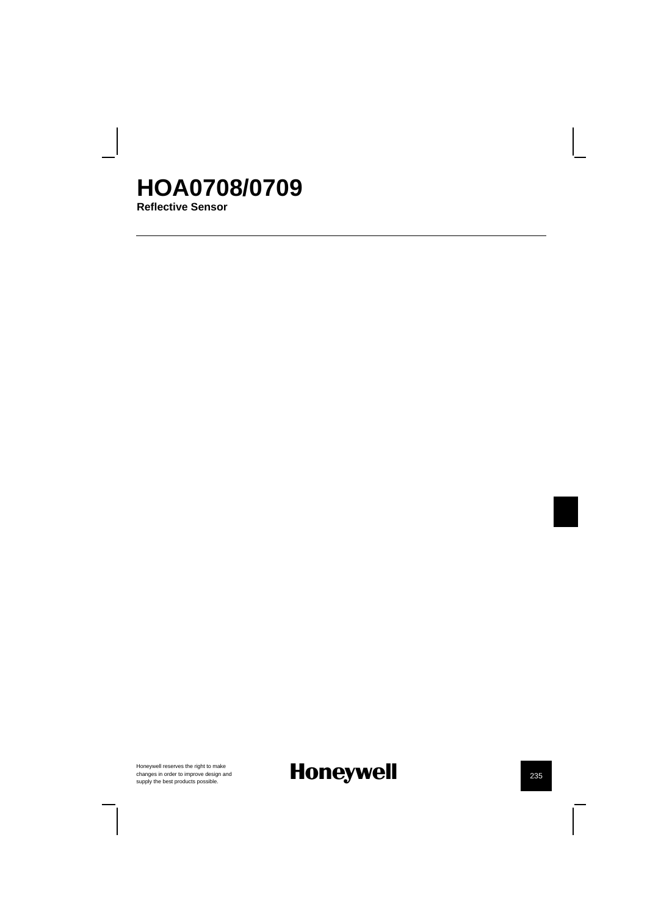# HOA0708/0709

**Reflective Sensor**

---

Honeywell reserves the right to make changes in order to improve design and supply the best products possible.

**Honeywell**